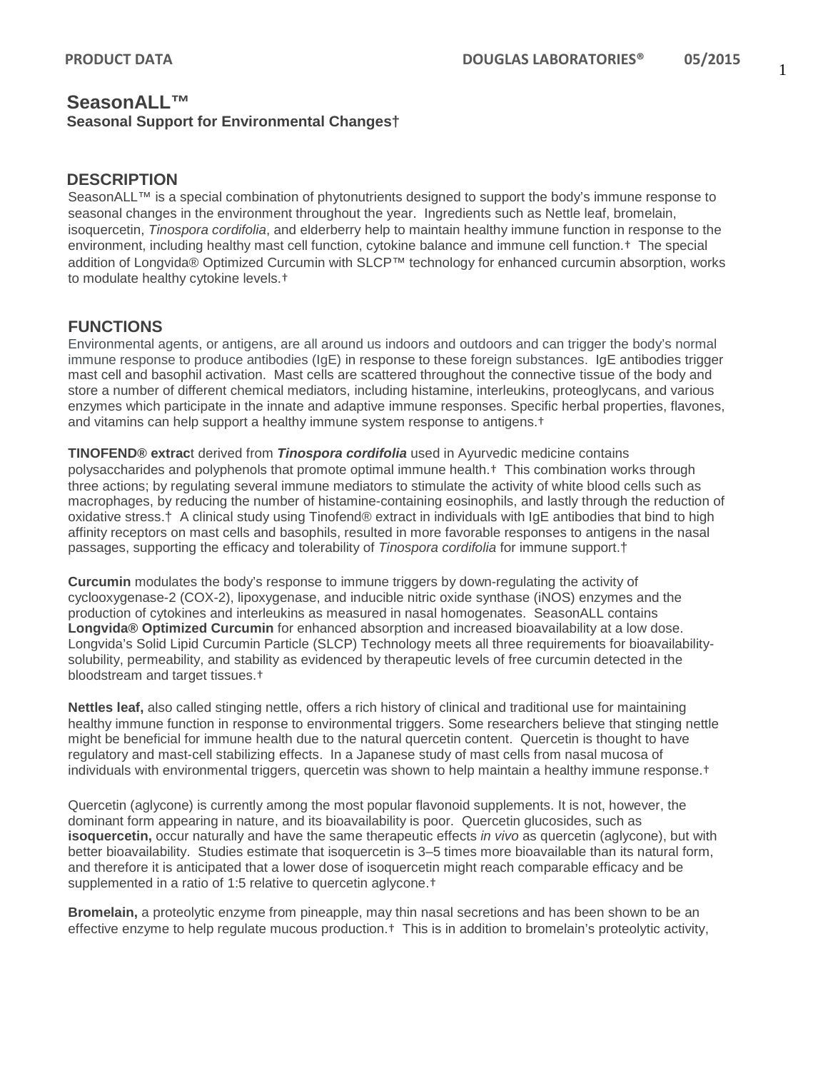# SeasonALL™

**Seasonal Support for Environmental Changes†**

## DESCRIPTION

SeasonALL™ is a special combination of phytonutrients designed to support the body's immune response to seasonal changes in the environment throughout the year. Ingredients such as Nettle leaf, bromelain, isoquercetin, *Tinospora cordifolia*, and elderberry help to maintain healthy immune function in response to the environment, including healthy mast cell function, cytokine balance and immune cell function.† The special addition of Longvida® Optimized Curcumin with SLCP™ technology for enhanced curcumin absorption, works to modulate healthy cytokine levels.†

## FUNCTIONS

Environmental agents, or antigens, are all around us indoors and outdoors and can trigger the body's normal immune response to produce antibodies (IgE) in response to these foreign substances. IgE antibodies trigger mast cell and basophil activation. Mast cells are scattered throughout the connective tissue of the body and store a number of different chemical mediators, including histamine, interleukins, proteoglycans, and various enzymes which participate in the innate and adaptive immune responses. Specific herbal properties, flavones, and vitamins can help support a healthy immune system response to antigens.†

**TINOFEND® extrac**t derived from ***Tinospora cordifolia*** used in Ayurvedic medicine contains polysaccharides and polyphenols that promote optimal immune health.† This combination works through three actions; by regulating several immune mediators to stimulate the activity of white blood cells such as macrophages, by reducing the number of histamine-containing eosinophils, and lastly through the reduction of oxidative stress.† A clinical study using Tinofend® extract in individuals with IgE antibodies that bind to high affinity receptors on mast cells and basophils, resulted in more favorable responses to antigens in the nasal passages, supporting the efficacy and tolerability of *Tinospora cordifolia* for immune support.†

**Curcumin** modulates the body's response to immune triggers by down-regulating the activity of cyclooxygenase-2 (COX-2), lipoxygenase, and inducible nitric oxide synthase (iNOS) enzymes and the production of cytokines and interleukins as measured in nasal homogenates. SeasonALL contains **Longvida® Optimized Curcumin** for enhanced absorption and increased bioavailability at a low dose. Longvida's Solid Lipid Curcumin Particle (SLCP) Technology meets all three requirements for bioavailability-solubility, permeability, and stability as evidenced by therapeutic levels of free curcumin detected in the bloodstream and target tissues.†

**Nettles leaf,** also called stinging nettle, offers a rich history of clinical and traditional use for maintaining healthy immune function in response to environmental triggers. Some researchers believe that stinging nettle might be beneficial for immune health due to the natural quercetin content. Quercetin is thought to have regulatory and mast-cell stabilizing effects. In a Japanese study of mast cells from nasal mucosa of individuals with environmental triggers, quercetin was shown to help maintain a healthy immune response.†

Quercetin (aglycone) is currently among the most popular flavonoid supplements. It is not, however, the dominant form appearing in nature, and its bioavailability is poor. Quercetin glucosides, such as **isoquercetin,** occur naturally and have the same therapeutic effects *in vivo* as quercetin (aglycone), but with better bioavailability. Studies estimate that isoquercetin is 3–5 times more bioavailable than its natural form, and therefore it is anticipated that a lower dose of isoquercetin might reach comparable efficacy and be supplemented in a ratio of 1:5 relative to quercetin aglycone.†

**Bromelain,** a proteolytic enzyme from pineapple, may thin nasal secretions and has been shown to be an effective enzyme to help regulate mucous production.† This is in addition to bromelain's proteolytic activity,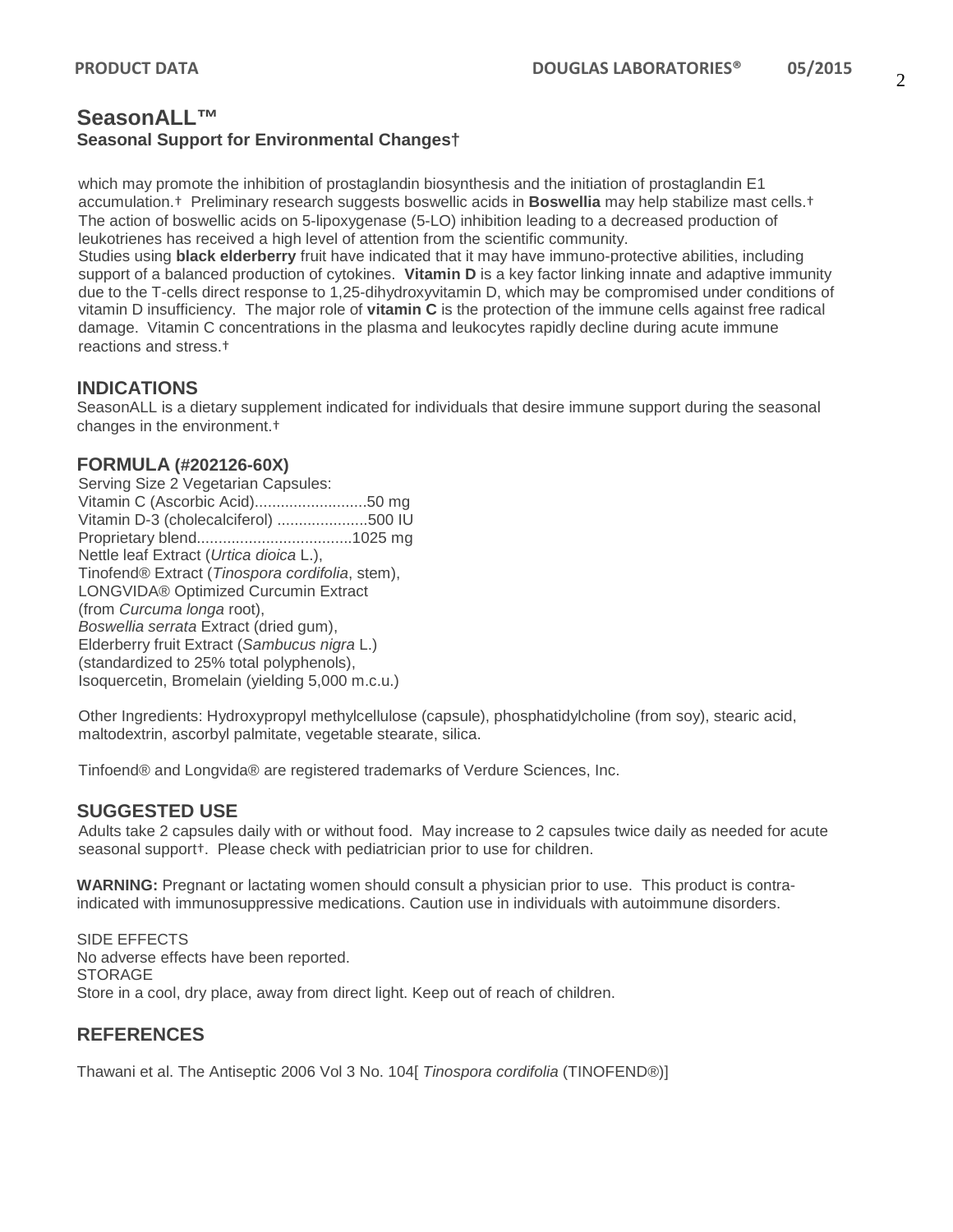## SeasonALL™
### Seasonal Support for Environmental Changes†

which may promote the inhibition of prostaglandin biosynthesis and the initiation of prostaglandin E1 accumulation.† Preliminary research suggests boswellic acids in **Boswellia** may help stabilize mast cells.† The action of boswellic acids on 5-lipoxygenase (5-LO) inhibition leading to a decreased production of leukotrienes has received a high level of attention from the scientific community.
Studies using **black elderberry** fruit have indicated that it may have immuno-protective abilities, including support of a balanced production of cytokines. **Vitamin D** is a key factor linking innate and adaptive immunity due to the T-cells direct response to 1,25-dihydroxyvitamin D, which may be compromised under conditions of vitamin D insufficiency. The major role of **vitamin C** is the protection of the immune cells against free radical damage. Vitamin C concentrations in the plasma and leukocytes rapidly decline during acute immune reactions and stress.†

## INDICATIONS

SeasonALL is a dietary supplement indicated for individuals that desire immune support during the seasonal changes in the environment.†

## FORMULA (#202126-60X)

Serving Size 2 Vegetarian Capsules:
Vitamin C (Ascorbic Acid)..........................50 mg
Vitamin D-3 (cholecalciferol) .....................500 IU
Proprietary blend....................................1025 mg
Nettle leaf Extract (*Urtica dioica* L.),
Tinofend® Extract (*Tinospora cordifolia*, stem),
LONGVIDA® Optimized Curcumin Extract
(from *Curcuma longa* root),
*Boswellia serrata* Extract (dried gum),
Elderberry fruit Extract (*Sambucus nigra* L.)
(standardized to 25% total polyphenols),
Isoquercetin, Bromelain (yielding 5,000 m.c.u.)

Other Ingredients: Hydroxypropyl methylcellulose (capsule), phosphatidylcholine (from soy), stearic acid, maltodextrin, ascorbyl palmitate, vegetable stearate, silica.

Tinfoend® and Longvida® are registered trademarks of Verdure Sciences, Inc.

## SUGGESTED USE

Adults take 2 capsules daily with or without food. May increase to 2 capsules twice daily as needed for acute seasonal support†. Please check with pediatrician prior to use for children.

**WARNING:** Pregnant or lactating women should consult a physician prior to use. This product is contra-indicated with immunosuppressive medications. Caution use in individuals with autoimmune disorders.

SIDE EFFECTS
No adverse effects have been reported.
STORAGE
Store in a cool, dry place, away from direct light. Keep out of reach of children.

## REFERENCES

Thawani et al. The Antiseptic 2006 Vol 3 No. 104[ *Tinospora cordifolia* (TINOFEND®)]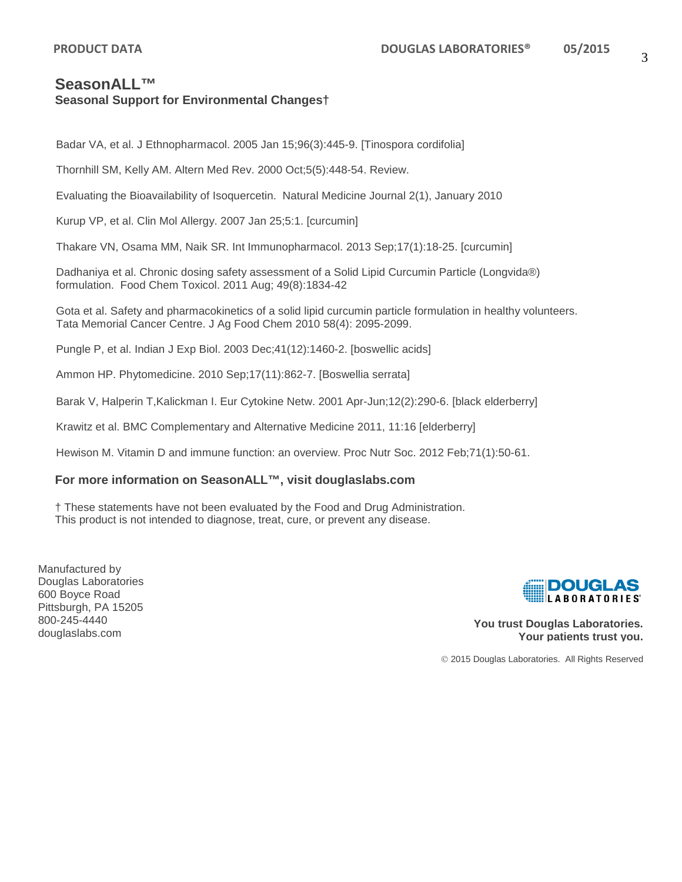# SeasonALL™

**Seasonal Support for Environmental Changes†**

Badar VA, et al. J Ethnopharmacol. 2005 Jan 15;96(3):445-9. [Tinospora cordifolia]

Thornhill SM, Kelly AM. Altern Med Rev. 2000 Oct;5(5):448-54. Review.

Evaluating the Bioavailability of Isoquercetin. Natural Medicine Journal 2(1), January 2010

Kurup VP, et al. Clin Mol Allergy. 2007 Jan 25;5:1. [curcumin]

Thakare VN, Osama MM, Naik SR. Int Immunopharmacol. 2013 Sep;17(1):18-25. [curcumin]

Dadhaniya et al. Chronic dosing safety assessment of a Solid Lipid Curcumin Particle (Longvida®) formulation. Food Chem Toxicol. 2011 Aug; 49(8):1834-42

Gota et al. Safety and pharmacokinetics of a solid lipid curcumin particle formulation in healthy volunteers. Tata Memorial Cancer Centre. J Ag Food Chem 2010 58(4): 2095-2099.

Pungle P, et al. Indian J Exp Biol. 2003 Dec;41(12):1460-2. [boswellic acids]

Ammon HP. Phytomedicine. 2010 Sep;17(11):862-7. [Boswellia serrata]

Barak V, Halperin T,Kalickman I. Eur Cytokine Netw. 2001 Apr-Jun;12(2):290-6. [black elderberry]

Krawitz et al. BMC Complementary and Alternative Medicine 2011, 11:16 [elderberry]

Hewison M. Vitamin D and immune function: an overview. Proc Nutr Soc. 2012 Feb;71(1):50-61.

**For more information on SeasonALL™, visit douglaslabs.com**

† These statements have not been evaluated by the Food and Drug Administration.
This product is not intended to diagnose, treat, cure, or prevent any disease.

Manufactured by
Douglas Laboratories
600 Boyce Road
Pittsburgh, PA 15205
800-245-4440
douglaslabs.com

DOUGLAS LABORATORIES®

**You trust Douglas Laboratories.**
**Your patients trust you.**

© 2015 Douglas Laboratories. All Rights Reserved